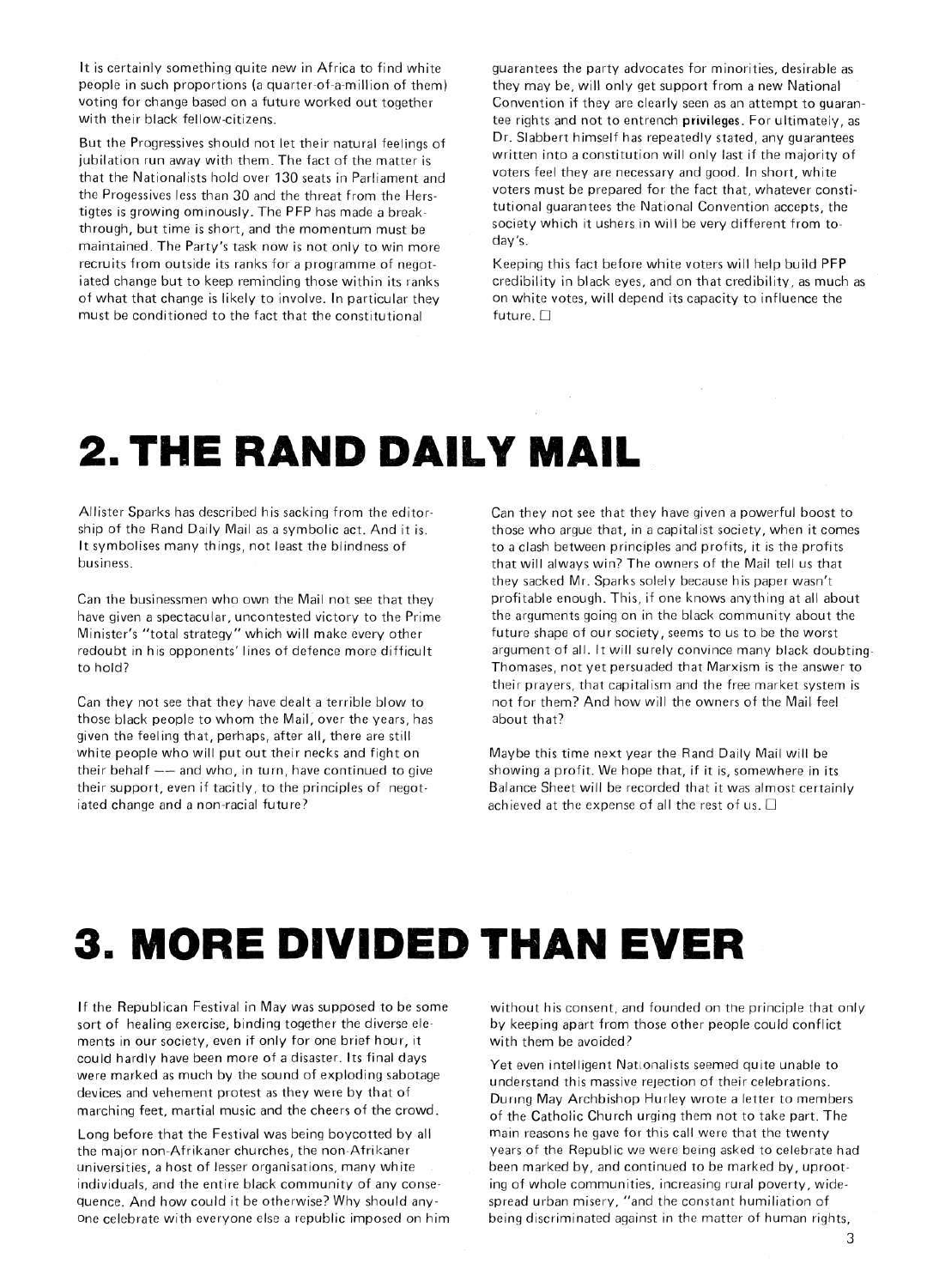It is certainly something quite new in Africa to find white people in such proportions (a quarter-of-a-million of them) voting for change based on a future worked out together with their black fellow-citizens.

But the Progressives should not let their natural feelings of jubilation run away with them. The fact of the matter is that the Nationalists hold over 130 seats in Parliament and the Progessives less than 30 and the threat from the Herstigtes is growing ominously. The PFP has made a breakthrough, but time is short, and the momentum must be maintained. The Party's task now is not only to win more recruits from outside its ranks for a programme of negotiated change but to keep reminding those within its ranks of what that change is likely to involve. In particular they must be conditioned to the fact that the constitutional guarantees the party advocates for minorities, desirable as they may be, will only get support from a new National Convention if they are clearly seen as an attempt to guarantee rights and not to entrench **privileges**. For ultimately, as Dr. Slabbert himself has repeatedly stated, any guarantees written into a constitution will only last if the majority of voters feel they are necessary and good. In short, white voters must be prepared for the fact that, whatever constitutional guarantees the National Convention accepts, the society which it ushers in will be very different from today's.

Keeping this fact before white voters will help build PFP credibility in black eyes, and on that credibility, as much as on white votes, will depend its capacity to influence the future. □

# 2. THE RAND DAILY MAIL

Allister Sparks has described his sacking from the editorship of the Rand Daily Mail as a symbolic act. And it is. It symbolises many things, not least the blindness of business.

Can the businessmen who own the Mail not see that they have given a spectacular, uncontested victory to the Prime Minister's "total strategy" which will make every other redoubt in his opponents' lines of defence more difficult to hold?

Can they not see that they have dealt a terrible blow to those black people to whom the Mail, over the years, has given the feeling that, perhaps, after all, there are still white people who will put out their necks and fight on their behalf — and who, in turn, have continued to give their support, even if tacitly, to the principles of negotiated change and a non-racial future?

Can they not see that they have given a powerful boost to those who argue that, in a capitalist society, when it comes to a clash between principles and profits, it is the profits that will always win? The owners of the Mail tell us that they sacked Mr. Sparks solely because his paper wasn't profitable enough. This, if one knows anything at all about the arguments going on in the black community about the future shape of our society, seems to us to be the worst argument of all. It will surely convince many black doubting-Thomases, not yet persuaded that Marxism is the answer to their prayers, that capitalism and the free market system is not for them? And how will the owners of the Mail feel about that?

Maybe this time next year the Rand Daily Mail will be showing a profit. We hope that, if it is, somewhere in its Balance Sheet will be recorded that it was almost certainly achieved at the expense of all the rest of us. □

# 3. MORE DIVIDED THAN EVER

If the Republican Festival in May was supposed to be some sort of healing exercise, binding together the diverse elements in our society, even if only for one brief hour, it could hardly have been more of a disaster. Its final days were marked as much by the sound of exploding sabotage devices and vehement protest as they were by that of marching feet, martial music and the cheers of the crowd.

Long before that the Festival was being boycotted by all the major non-Afrikaner churches, the non-Afrikaner universities, a host of lesser organisations, many white individuals, and the entire black community of any consequence. And how could it be otherwise? Why should anyone celebrate with everyone else a republic imposed on him without his consent, and founded on the principle that only by keeping apart from those other people could conflict with them be avoided?

Yet even intelligent Nationalists seemed quite unable to understand this massive rejection of their celebrations. During May Archbishop Hurley wrote a letter to members of the Catholic Church urging them not to take part. The main reasons he gave for this call were that the twenty years of the Republic we were being asked to celebrate had been marked by, and continued to be marked by, uprooting of whole communities, increasing rural poverty, widespread urban misery, "and the constant humiliation of being discriminated against in the matter of human rights,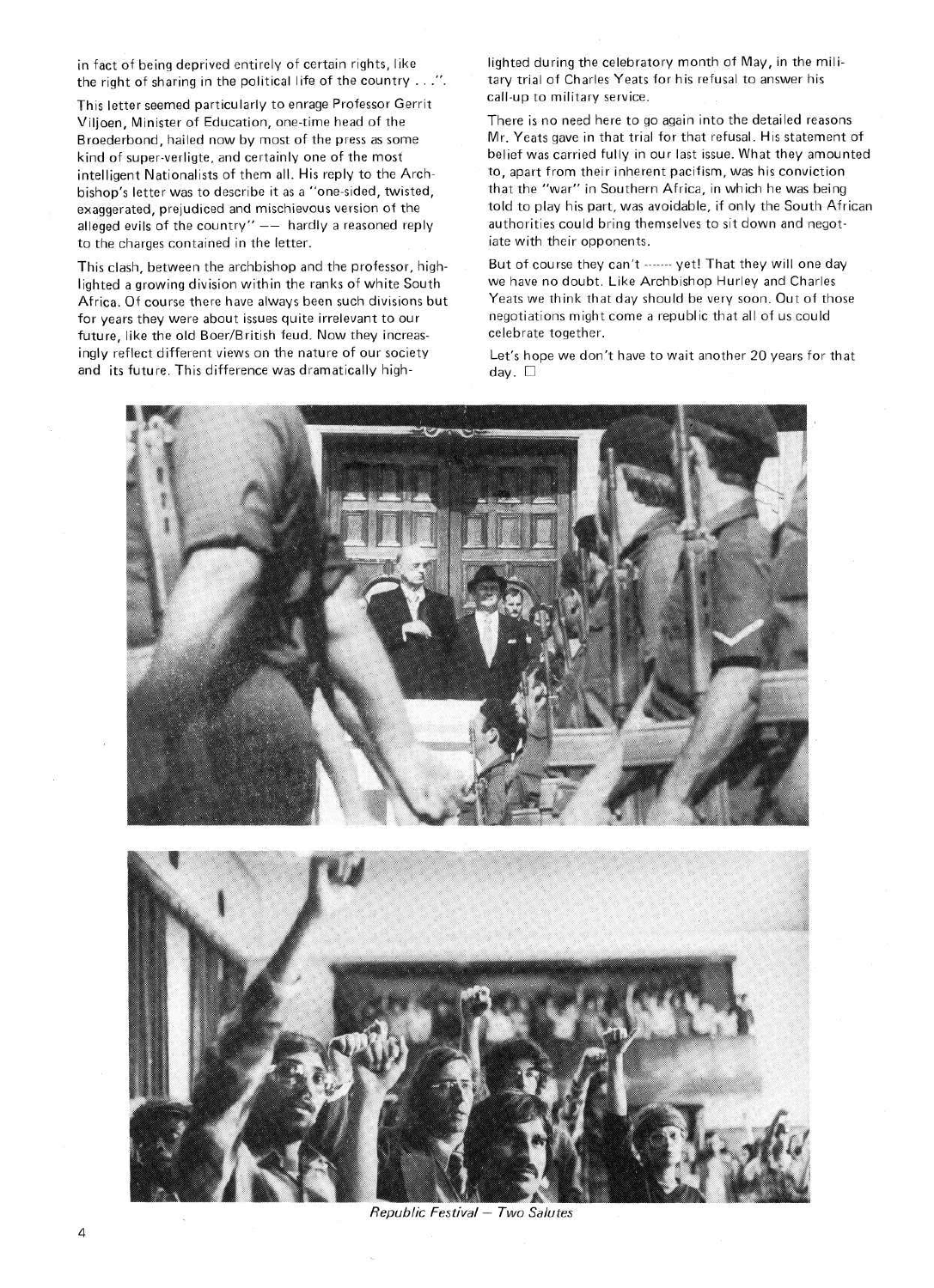in fact of being deprived entirely of certain rights, like the right of sharing in the political life of the country . . .".

This letter seemed particularly to enrage Professor Gerrit Viljoen, Minister of Education, one-time head of the Broederbond, hailed now by most of the press as some kind of super-verligte, and certainly one of the most intelligent Nationalists of them all. His reply to the Archbishop's letter was to describe it as a "one-sided, twisted, exaggerated, prejudiced and mischievous version of the alleged evils of the country" –– hardly a reasoned reply to the charges contained in the letter.

This clash, between the archbishop and the professor, highlighted a growing division within the ranks of white South Africa. Of course there have always been such divisions but for years they were about issues quite irrelevant to our future, like the old Boer/British feud. Now they increasingly reflect different views on the nature of our society and its future. This difference was dramatically highlighted during the celebratory month of May, in the military trial of Charles Yeats for his refusal to answer his call-up to military service.

There is no need here to go again into the detailed reasons Mr. Yeats gave in that trial for that refusal. His statement of belief was carried fully in our last issue. What they amounted to, apart from their inherent pacifism, was his conviction that the "war" in Southern Africa, in which he was being told to play his part, was avoidable, if only the South African authorities could bring themselves to sit down and negotiate with their opponents.

But of course they can't ------ yet! That they will one day we have no doubt. Like Archbishop Hurley and Charles Yeats we think that day should be very soon. Out of those negotiations might come a republic that all of us could celebrate together.

Let's hope we don't have to wait another 20 years for that day. □

*Republic Festival — Two Salutes*